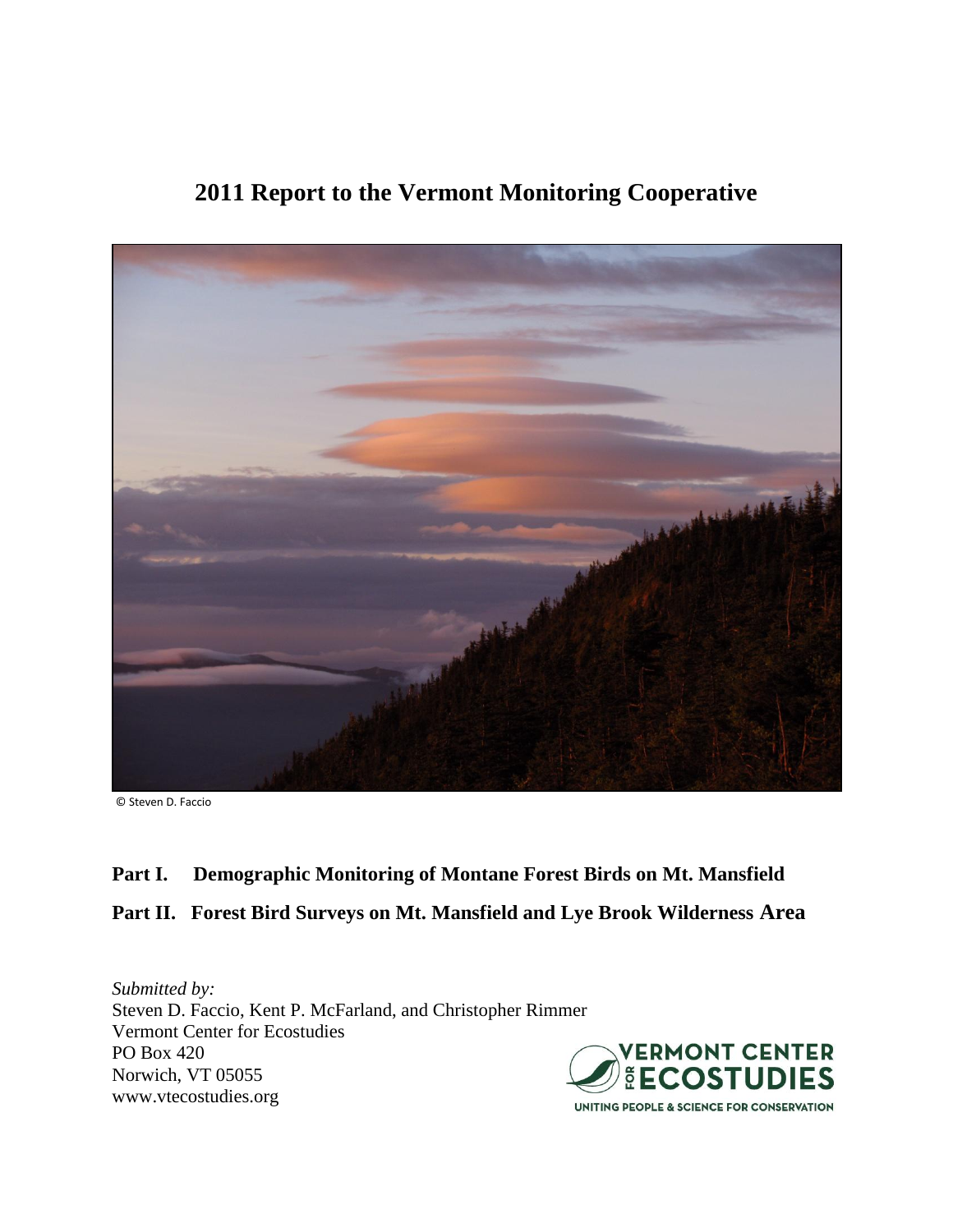# 2011 Report to the Vermont Monitoring Cooperative

© Steven D. Faccio

**Part I. Demographic Monitoring of Montane Forest Birds on Mt. Mansfield**

**Part II. Forest Bird Surveys on Mt. Mansfield and Lye Brook Wilderness Area**

*Submitted by:*
Steven D. Faccio, Kent P. McFarland, and Christopher Rimmer
Vermont Center for Ecostudies
PO Box 420
Norwich, VT 05055
www.vtecostudies.org

VERMONT CENTER FOR ECOSTUDIES
UNITING PEOPLE & SCIENCE FOR CONSERVATION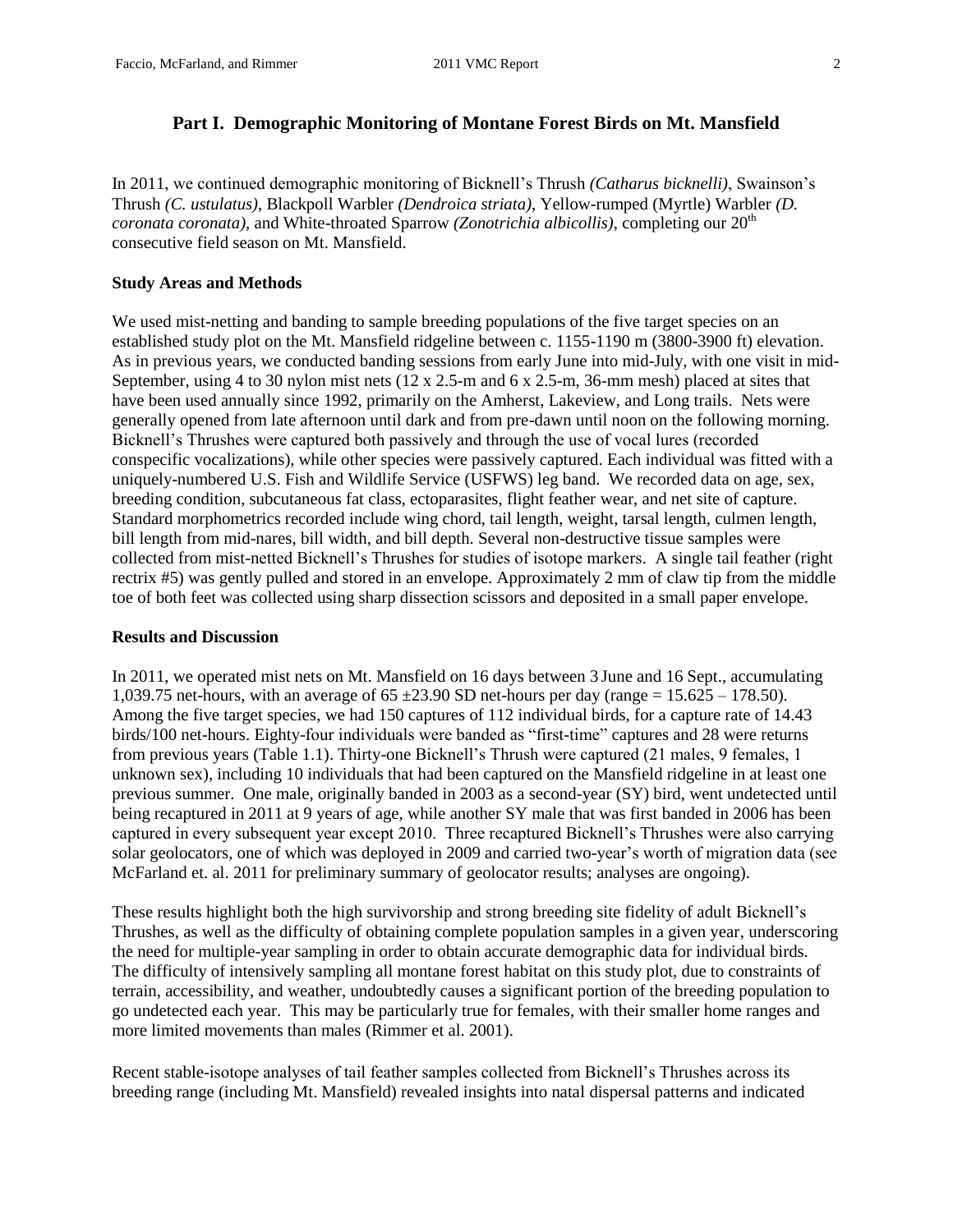## Part I. Demographic Monitoring of Montane Forest Birds on Mt. Mansfield

In 2011, we continued demographic monitoring of Bicknell's Thrush *(Catharus bicknelli)*, Swainson's Thrush *(C. ustulatus)*, Blackpoll Warbler *(Dendroica striata)*, Yellow-rumped (Myrtle) Warbler *(D. coronata coronata)*, and White-throated Sparrow *(Zonotrichia albicollis)*, completing our 20th consecutive field season on Mt. Mansfield.

### Study Areas and Methods

We used mist-netting and banding to sample breeding populations of the five target species on an established study plot on the Mt. Mansfield ridgeline between c. 1155-1190 m (3800-3900 ft) elevation. As in previous years, we conducted banding sessions from early June into mid-July, with one visit in mid-September, using 4 to 30 nylon mist nets (12 x 2.5-m and 6 x 2.5-m, 36-mm mesh) placed at sites that have been used annually since 1992, primarily on the Amherst, Lakeview, and Long trails. Nets were generally opened from late afternoon until dark and from pre-dawn until noon on the following morning. Bicknell's Thrushes were captured both passively and through the use of vocal lures (recorded conspecific vocalizations), while other species were passively captured. Each individual was fitted with a uniquely-numbered U.S. Fish and Wildlife Service (USFWS) leg band. We recorded data on age, sex, breeding condition, subcutaneous fat class, ectoparasites, flight feather wear, and net site of capture. Standard morphometrics recorded include wing chord, tail length, weight, tarsal length, culmen length, bill length from mid-nares, bill width, and bill depth. Several non-destructive tissue samples were collected from mist-netted Bicknell's Thrushes for studies of isotope markers. A single tail feather (right rectrix #5) was gently pulled and stored in an envelope. Approximately 2 mm of claw tip from the middle toe of both feet was collected using sharp dissection scissors and deposited in a small paper envelope.

### Results and Discussion

In 2011, we operated mist nets on Mt. Mansfield on 16 days between 3 June and 16 Sept., accumulating 1,039.75 net-hours, with an average of 65 ±23.90 SD net-hours per day (range = 15.625 – 178.50). Among the five target species, we had 150 captures of 112 individual birds, for a capture rate of 14.43 birds/100 net-hours. Eighty-four individuals were banded as "first-time" captures and 28 were returns from previous years (Table 1.1). Thirty-one Bicknell's Thrush were captured (21 males, 9 females, 1 unknown sex), including 10 individuals that had been captured on the Mansfield ridgeline in at least one previous summer. One male, originally banded in 2003 as a second-year (SY) bird, went undetected until being recaptured in 2011 at 9 years of age, while another SY male that was first banded in 2006 has been captured in every subsequent year except 2010. Three recaptured Bicknell's Thrushes were also carrying solar geolocators, one of which was deployed in 2009 and carried two-year's worth of migration data (see McFarland et. al. 2011 for preliminary summary of geolocator results; analyses are ongoing).

These results highlight both the high survivorship and strong breeding site fidelity of adult Bicknell's Thrushes, as well as the difficulty of obtaining complete population samples in a given year, underscoring the need for multiple-year sampling in order to obtain accurate demographic data for individual birds. The difficulty of intensively sampling all montane forest habitat on this study plot, due to constraints of terrain, accessibility, and weather, undoubtedly causes a significant portion of the breeding population to go undetected each year. This may be particularly true for females, with their smaller home ranges and more limited movements than males (Rimmer et al. 2001).

Recent stable-isotope analyses of tail feather samples collected from Bicknell's Thrushes across its breeding range (including Mt. Mansfield) revealed insights into natal dispersal patterns and indicated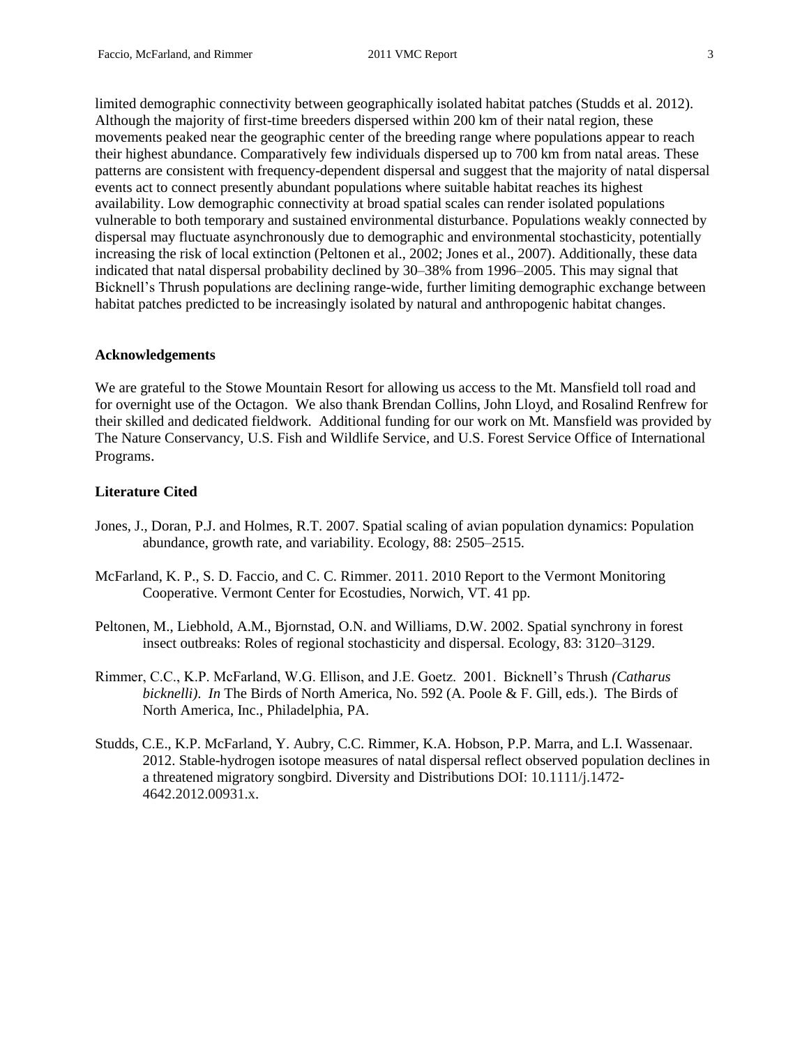limited demographic connectivity between geographically isolated habitat patches (Studds et al. 2012). Although the majority of first-time breeders dispersed within 200 km of their natal region, these movements peaked near the geographic center of the breeding range where populations appear to reach their highest abundance. Comparatively few individuals dispersed up to 700 km from natal areas. These patterns are consistent with frequency-dependent dispersal and suggest that the majority of natal dispersal events act to connect presently abundant populations where suitable habitat reaches its highest availability. Low demographic connectivity at broad spatial scales can render isolated populations vulnerable to both temporary and sustained environmental disturbance. Populations weakly connected by dispersal may fluctuate asynchronously due to demographic and environmental stochasticity, potentially increasing the risk of local extinction (Peltonen et al., 2002; Jones et al., 2007). Additionally, these data indicated that natal dispersal probability declined by 30–38% from 1996–2005. This may signal that Bicknell's Thrush populations are declining range-wide, further limiting demographic exchange between habitat patches predicted to be increasingly isolated by natural and anthropogenic habitat changes.

### Acknowledgements

We are grateful to the Stowe Mountain Resort for allowing us access to the Mt. Mansfield toll road and for overnight use of the Octagon. We also thank Brendan Collins, John Lloyd, and Rosalind Renfrew for their skilled and dedicated fieldwork. Additional funding for our work on Mt. Mansfield was provided by The Nature Conservancy, U.S. Fish and Wildlife Service, and U.S. Forest Service Office of International Programs.

### Literature Cited

Jones, J., Doran, P.J. and Holmes, R.T. 2007. Spatial scaling of avian population dynamics: Population abundance, growth rate, and variability. Ecology, 88: 2505–2515.

McFarland, K. P., S. D. Faccio, and C. C. Rimmer. 2011. 2010 Report to the Vermont Monitoring Cooperative. Vermont Center for Ecostudies, Norwich, VT. 41 pp.

Peltonen, M., Liebhold, A.M., Bjornstad, O.N. and Williams, D.W. 2002. Spatial synchrony in forest insect outbreaks: Roles of regional stochasticity and dispersal. Ecology, 83: 3120–3129.

Rimmer, C.C., K.P. McFarland, W.G. Ellison, and J.E. Goetz. 2001. Bicknell's Thrush *(Catharus bicknelli)*. *In* The Birds of North America, No. 592 (A. Poole & F. Gill, eds.). The Birds of North America, Inc., Philadelphia, PA.

Studds, C.E., K.P. McFarland, Y. Aubry, C.C. Rimmer, K.A. Hobson, P.P. Marra, and L.I. Wassenaar. 2012. Stable-hydrogen isotope measures of natal dispersal reflect observed population declines in a threatened migratory songbird. Diversity and Distributions DOI: 10.1111/j.1472-4642.2012.00931.x.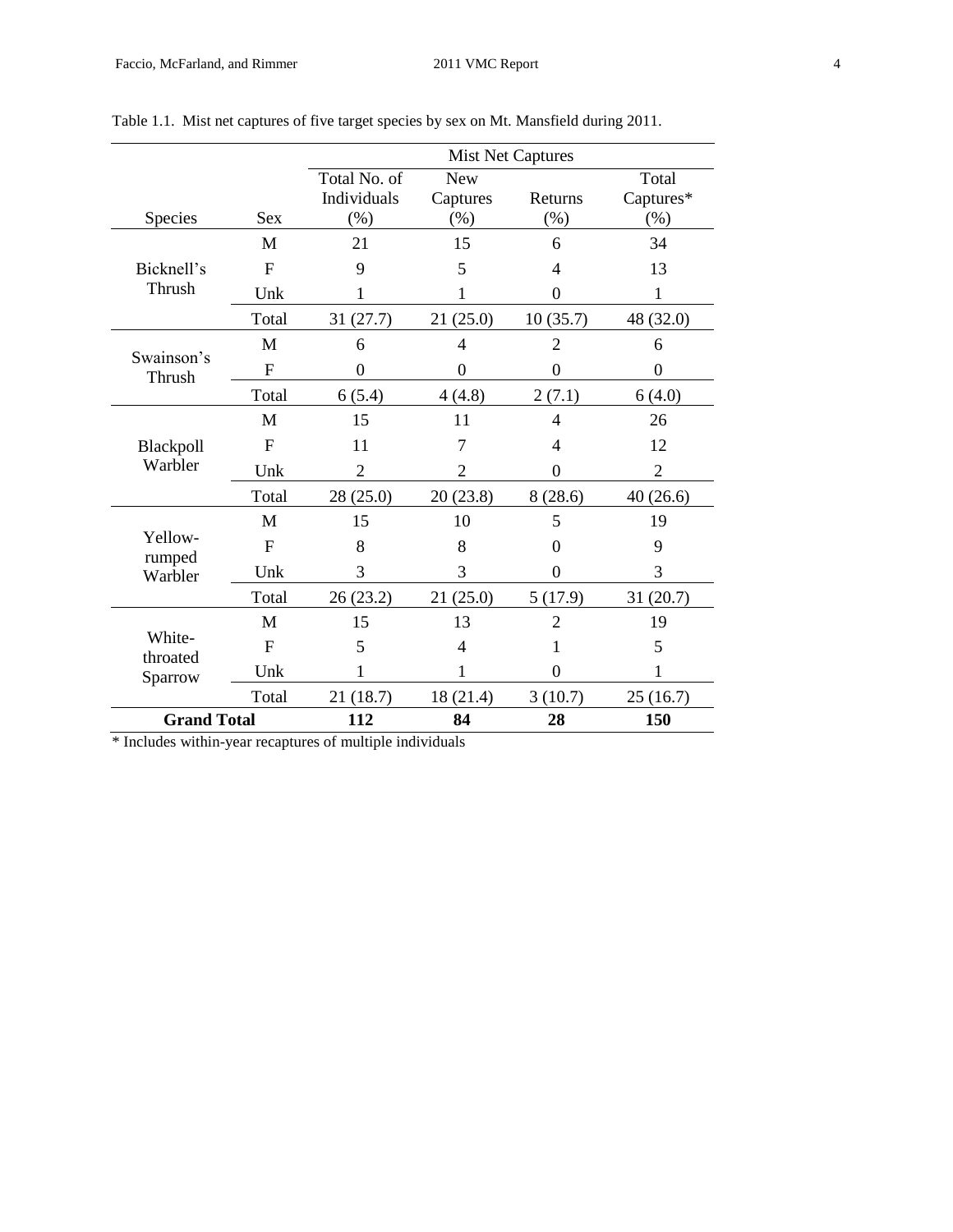Table 1.1. Mist net captures of five target species by sex on Mt. Mansfield during 2011.

| Species | Sex | Mist Net Captures | | | |
|---|---|---|---|---|---|
| | | Total No. of Individuals (%) | New Captures (%) | Returns (%) | Total Captures* (%) |
| Bicknell's Thrush | M | 21 | 15 | 6 | 34 |
| | F | 9 | 5 | 4 | 13 |
| | Unk | 1 | 1 | 0 | 1 |
| | Total | 31 (27.7) | 21 (25.0) | 10 (35.7) | 48 (32.0) |
| Swainson's Thrush | M | 6 | 4 | 2 | 6 |
| | F | 0 | 0 | 0 | 0 |
| | Total | 6 (5.4) | 4 (4.8) | 2 (7.1) | 6 (4.0) |
| Blackpoll Warbler | M | 15 | 11 | 4 | 26 |
| | F | 11 | 7 | 4 | 12 |
| | Unk | 2 | 2 | 0 | 2 |
| | Total | 28 (25.0) | 20 (23.8) | 8 (28.6) | 40 (26.6) |
| Yellow-rumped Warbler | M | 15 | 10 | 5 | 19 |
| | F | 8 | 8 | 0 | 9 |
| | Unk | 3 | 3 | 0 | 3 |
| | Total | 26 (23.2) | 21 (25.0) | 5 (17.9) | 31 (20.7) |
| White-throated Sparrow | M | 15 | 13 | 2 | 19 |
| | F | 5 | 4 | 1 | 5 |
| | Unk | 1 | 1 | 0 | 1 |
| | Total | 21 (18.7) | 18 (21.4) | 3 (10.7) | 25 (16.7) |
| **Grand Total** | | **112** | **84** | **28** | **150** |

* Includes within-year recaptures of multiple individuals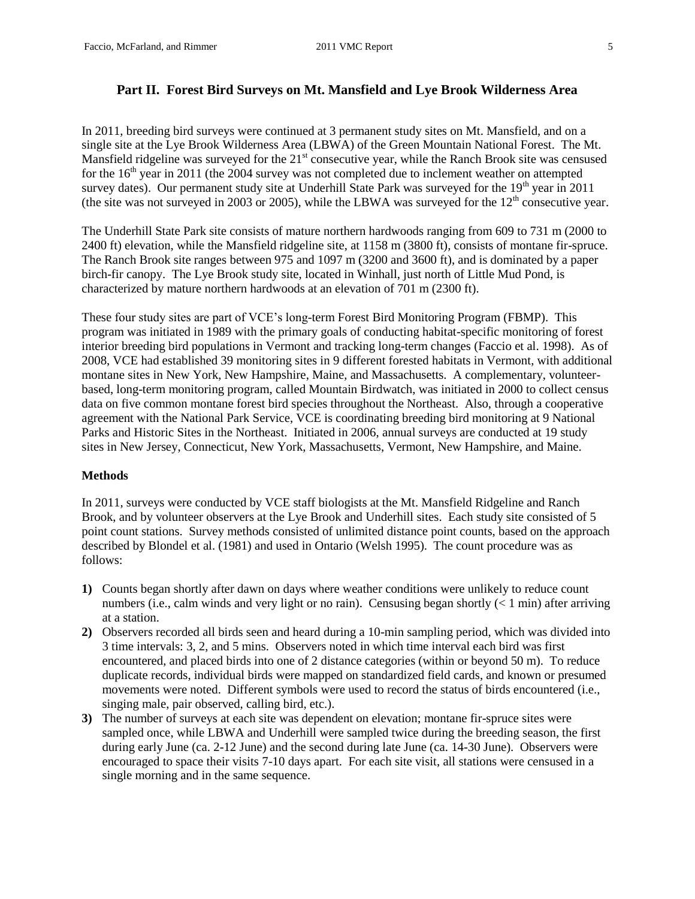## Part II. Forest Bird Surveys on Mt. Mansfield and Lye Brook Wilderness Area

In 2011, breeding bird surveys were continued at 3 permanent study sites on Mt. Mansfield, and on a single site at the Lye Brook Wilderness Area (LBWA) of the Green Mountain National Forest. The Mt. Mansfield ridgeline was surveyed for the 21st consecutive year, while the Ranch Brook site was censused for the 16th year in 2011 (the 2004 survey was not completed due to inclement weather on attempted survey dates). Our permanent study site at Underhill State Park was surveyed for the 19th year in 2011 (the site was not surveyed in 2003 or 2005), while the LBWA was surveyed for the 12th consecutive year.

The Underhill State Park site consists of mature northern hardwoods ranging from 609 to 731 m (2000 to 2400 ft) elevation, while the Mansfield ridgeline site, at 1158 m (3800 ft), consists of montane fir-spruce. The Ranch Brook site ranges between 975 and 1097 m (3200 and 3600 ft), and is dominated by a paper birch-fir canopy. The Lye Brook study site, located in Winhall, just north of Little Mud Pond, is characterized by mature northern hardwoods at an elevation of 701 m (2300 ft).

These four study sites are part of VCE's long-term Forest Bird Monitoring Program (FBMP). This program was initiated in 1989 with the primary goals of conducting habitat-specific monitoring of forest interior breeding bird populations in Vermont and tracking long-term changes (Faccio et al. 1998). As of 2008, VCE had established 39 monitoring sites in 9 different forested habitats in Vermont, with additional montane sites in New York, New Hampshire, Maine, and Massachusetts. A complementary, volunteer-based, long-term monitoring program, called Mountain Birdwatch, was initiated in 2000 to collect census data on five common montane forest bird species throughout the Northeast. Also, through a cooperative agreement with the National Park Service, VCE is coordinating breeding bird monitoring at 9 National Parks and Historic Sites in the Northeast. Initiated in 2006, annual surveys are conducted at 19 study sites in New Jersey, Connecticut, New York, Massachusetts, Vermont, New Hampshire, and Maine.

**Methods**

In 2011, surveys were conducted by VCE staff biologists at the Mt. Mansfield Ridgeline and Ranch Brook, and by volunteer observers at the Lye Brook and Underhill sites. Each study site consisted of 5 point count stations. Survey methods consisted of unlimited distance point counts, based on the approach described by Blondel et al. (1981) and used in Ontario (Welsh 1995). The count procedure was as follows:

1) Counts began shortly after dawn on days where weather conditions were unlikely to reduce count numbers (i.e., calm winds and very light or no rain). Censusing began shortly (< 1 min) after arriving at a station.
2) Observers recorded all birds seen and heard during a 10-min sampling period, which was divided into 3 time intervals: 3, 2, and 5 mins. Observers noted in which time interval each bird was first encountered, and placed birds into one of 2 distance categories (within or beyond 50 m). To reduce duplicate records, individual birds were mapped on standardized field cards, and known or presumed movements were noted. Different symbols were used to record the status of birds encountered (i.e., singing male, pair observed, calling bird, etc.).
3) The number of surveys at each site was dependent on elevation; montane fir-spruce sites were sampled once, while LBWA and Underhill were sampled twice during the breeding season, the first during early June (ca. 2-12 June) and the second during late June (ca. 14-30 June). Observers were encouraged to space their visits 7-10 days apart. For each site visit, all stations were censused in a single morning and in the same sequence.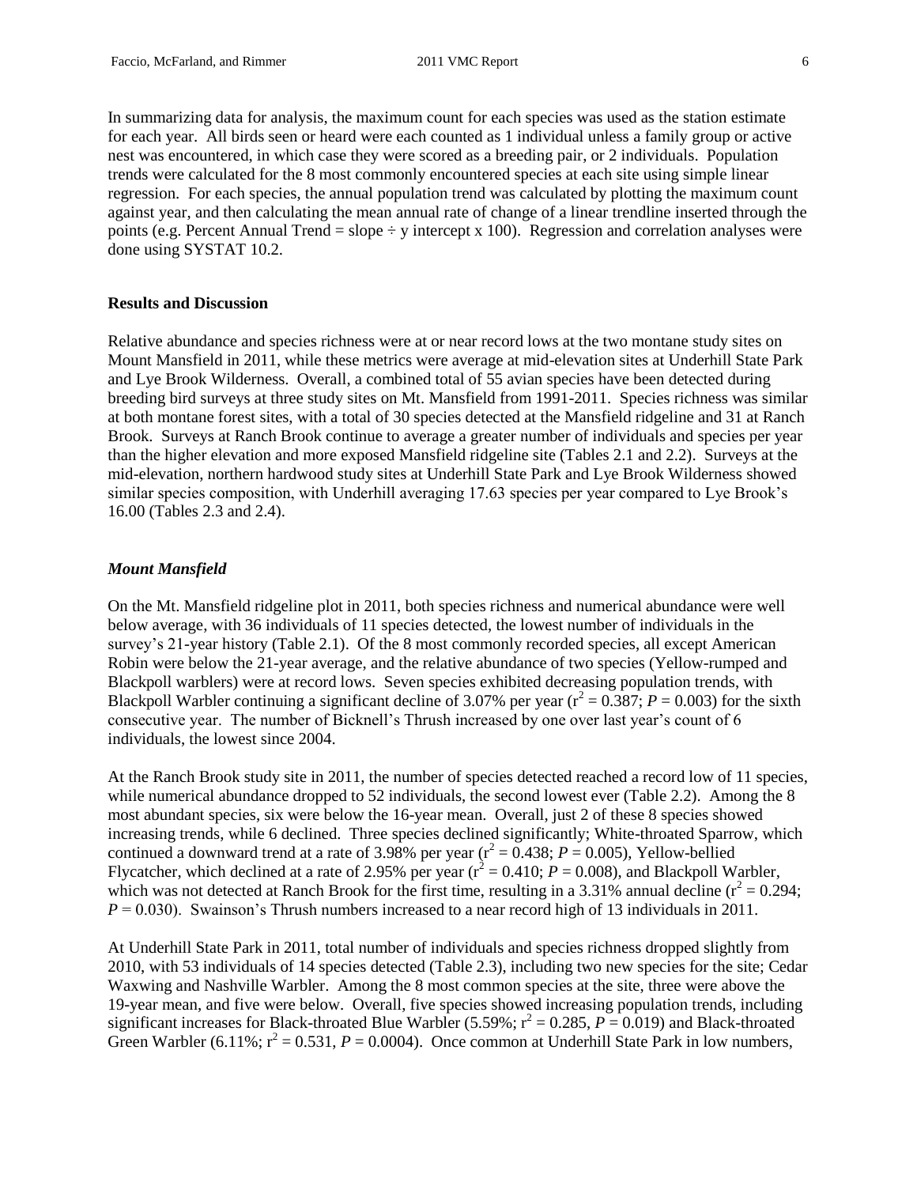In summarizing data for analysis, the maximum count for each species was used as the station estimate for each year. All birds seen or heard were each counted as 1 individual unless a family group or active nest was encountered, in which case they were scored as a breeding pair, or 2 individuals. Population trends were calculated for the 8 most commonly encountered species at each site using simple linear regression. For each species, the annual population trend was calculated by plotting the maximum count against year, and then calculating the mean annual rate of change of a linear trendline inserted through the points (e.g. Percent Annual Trend = slope ÷ y intercept x 100). Regression and correlation analyses were done using SYSTAT 10.2.

## Results and Discussion

Relative abundance and species richness were at or near record lows at the two montane study sites on Mount Mansfield in 2011, while these metrics were average at mid-elevation sites at Underhill State Park and Lye Brook Wilderness. Overall, a combined total of 55 avian species have been detected during breeding bird surveys at three study sites on Mt. Mansfield from 1991-2011. Species richness was similar at both montane forest sites, with a total of 30 species detected at the Mansfield ridgeline and 31 at Ranch Brook. Surveys at Ranch Brook continue to average a greater number of individuals and species per year than the higher elevation and more exposed Mansfield ridgeline site (Tables 2.1 and 2.2). Surveys at the mid-elevation, northern hardwood study sites at Underhill State Park and Lye Brook Wilderness showed similar species composition, with Underhill averaging 17.63 species per year compared to Lye Brook's 16.00 (Tables 2.3 and 2.4).

### *Mount Mansfield*

On the Mt. Mansfield ridgeline plot in 2011, both species richness and numerical abundance were well below average, with 36 individuals of 11 species detected, the lowest number of individuals in the survey's 21-year history (Table 2.1). Of the 8 most commonly recorded species, all except American Robin were below the 21-year average, and the relative abundance of two species (Yellow-rumped and Blackpoll warblers) were at record lows. Seven species exhibited decreasing population trends, with Blackpoll Warbler continuing a significant decline of 3.07% per year ($r^2 = 0.387$; $P = 0.003$) for the sixth consecutive year. The number of Bicknell's Thrush increased by one over last year's count of 6 individuals, the lowest since 2004.

At the Ranch Brook study site in 2011, the number of species detected reached a record low of 11 species, while numerical abundance dropped to 52 individuals, the second lowest ever (Table 2.2). Among the 8 most abundant species, six were below the 16-year mean. Overall, just 2 of these 8 species showed increasing trends, while 6 declined. Three species declined significantly; White-throated Sparrow, which continued a downward trend at a rate of 3.98% per year ($r^2 = 0.438$; $P = 0.005$), Yellow-bellied Flycatcher, which declined at a rate of 2.95% per year ($r^2 = 0.410$; $P = 0.008$), and Blackpoll Warbler, which was not detected at Ranch Brook for the first time, resulting in a 3.31% annual decline ($r^2 = 0.294$; $P = 0.030$). Swainson's Thrush numbers increased to a near record high of 13 individuals in 2011.

At Underhill State Park in 2011, total number of individuals and species richness dropped slightly from 2010, with 53 individuals of 14 species detected (Table 2.3), including two new species for the site; Cedar Waxwing and Nashville Warbler. Among the 8 most common species at the site, three were above the 19-year mean, and five were below. Overall, five species showed increasing population trends, including significant increases for Black-throated Blue Warbler (5.59%; $r^2 = 0.285$, $P = 0.019$) and Black-throated Green Warbler (6.11%; $r^2 = 0.531$, $P = 0.0004$). Once common at Underhill State Park in low numbers,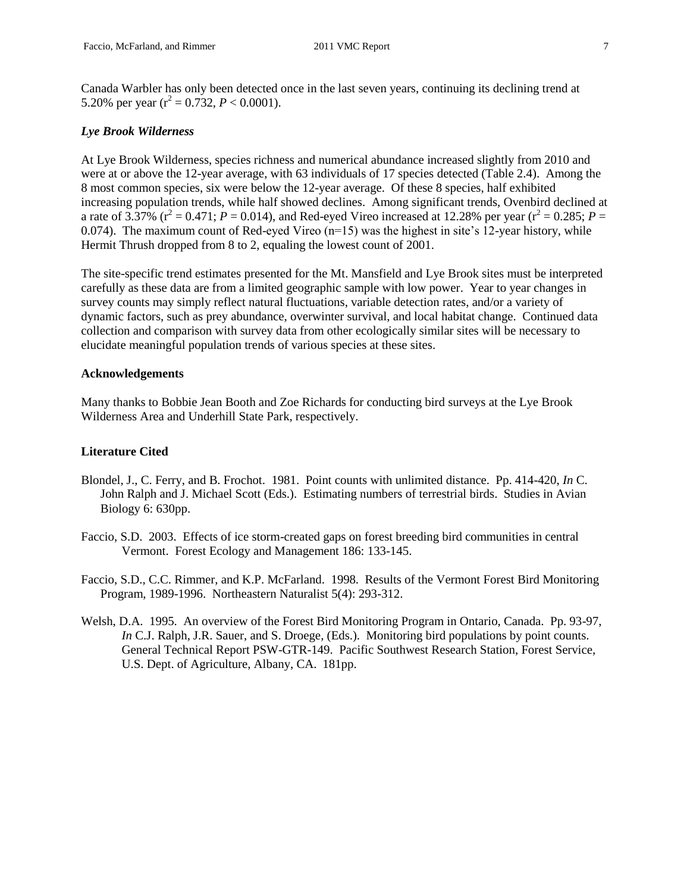Canada Warbler has only been detected once in the last seven years, continuing its declining trend at 5.20% per year ($r^2 = 0.732$, $P < 0.0001$).

### *Lye Brook Wilderness*

At Lye Brook Wilderness, species richness and numerical abundance increased slightly from 2010 and were at or above the 12-year average, with 63 individuals of 17 species detected (Table 2.4). Among the 8 most common species, six were below the 12-year average. Of these 8 species, half exhibited increasing population trends, while half showed declines. Among significant trends, Ovenbird declined at a rate of 3.37% ($r^2 = 0.471$; $P = 0.014$), and Red-eyed Vireo increased at 12.28% per year ($r^2 = 0.285$; $P = 0.074$). The maximum count of Red-eyed Vireo (n=15) was the highest in site's 12-year history, while Hermit Thrush dropped from 8 to 2, equaling the lowest count of 2001.

The site-specific trend estimates presented for the Mt. Mansfield and Lye Brook sites must be interpreted carefully as these data are from a limited geographic sample with low power. Year to year changes in survey counts may simply reflect natural fluctuations, variable detection rates, and/or a variety of dynamic factors, such as prey abundance, overwinter survival, and local habitat change. Continued data collection and comparison with survey data from other ecologically similar sites will be necessary to elucidate meaningful population trends of various species at these sites.

### Acknowledgements

Many thanks to Bobbie Jean Booth and Zoe Richards for conducting bird surveys at the Lye Brook Wilderness Area and Underhill State Park, respectively.

### Literature Cited

Blondel, J., C. Ferry, and B. Frochot. 1981. Point counts with unlimited distance. Pp. 414-420, *In* C. John Ralph and J. Michael Scott (Eds.). Estimating numbers of terrestrial birds. Studies in Avian Biology 6: 630pp.

Faccio, S.D. 2003. Effects of ice storm-created gaps on forest breeding bird communities in central Vermont. Forest Ecology and Management 186: 133-145.

Faccio, S.D., C.C. Rimmer, and K.P. McFarland. 1998. Results of the Vermont Forest Bird Monitoring Program, 1989-1996. Northeastern Naturalist 5(4): 293-312.

Welsh, D.A. 1995. An overview of the Forest Bird Monitoring Program in Ontario, Canada. Pp. 93-97, *In* C.J. Ralph, J.R. Sauer, and S. Droege, (Eds.). Monitoring bird populations by point counts. General Technical Report PSW-GTR-149. Pacific Southwest Research Station, Forest Service, U.S. Dept. of Agriculture, Albany, CA. 181pp.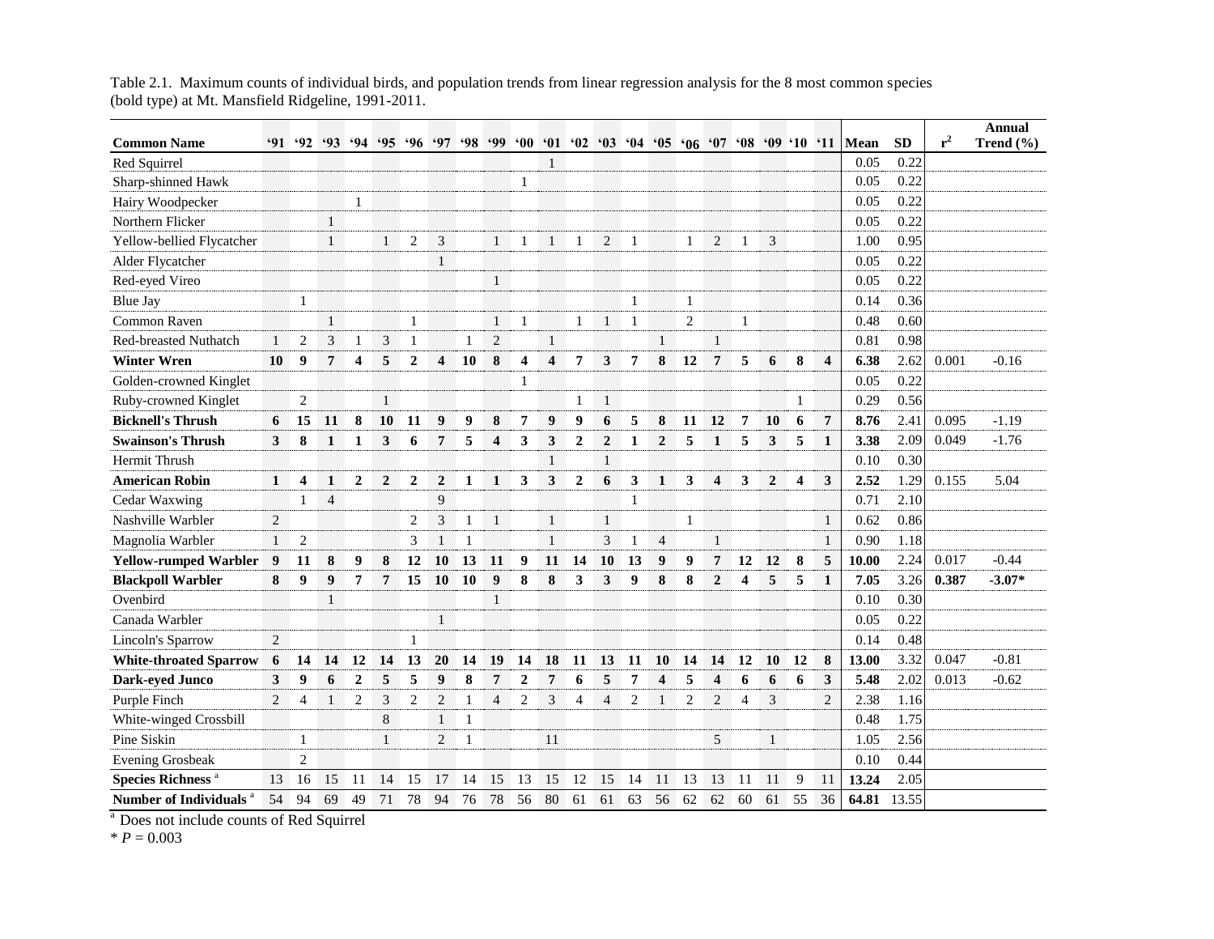Table 2.1. Maximum counts of individual birds, and population trends from linear regression analysis for the 8 most common species (bold type) at Mt. Mansfield Ridgeline, 1991-2011.

| Common Name | '91 | '92 | '93 | '94 | '95 | '96 | '97 | '98 | '99 | '00 | '01 | '02 | '03 | '04 | '05 | '06 | '07 | '08 | '09 | '10 | '11 | Mean | SD | $r^2$ | Annual Trend (%) |
|---|---|---|---|---|---|---|---|---|---|---|---|---|---|---|---|---|---|---|---|---|---|---|---|---|---|
| Red Squirrel | | | | | | | | | | | 1 | | | | | | | | | | | 0.05 | 0.22 | | |
| Sharp-shinned Hawk | | | | | | | | | | 1 | | | | | | | | | | | | 0.05 | 0.22 | | |
| Hairy Woodpecker | | | | 1 | | | | | | | | | | | | | | | | | | 0.05 | 0.22 | | |
| Northern Flicker | | | 1 | | | | | | | | | | | | | | | | | | | 0.05 | 0.22 | | |
| Yellow-bellied Flycatcher | | | 1 | | 1 | 2 | 3 | | 1 | 1 | 1 | 1 | 2 | 1 | | 1 | 2 | 1 | 3 | | | 1.00 | 0.95 | | |
| Alder Flycatcher | | | | | | | 1 | | | | | | | | | | | | | | | 0.05 | 0.22 | | |
| Red-eyed Vireo | | | | | | | | | 1 | | | | | | | | | | | | | 0.05 | 0.22 | | |
| Blue Jay | | 1 | | | | | | | | | | | | 1 | | 1 | | | | | | 0.14 | 0.36 | | |
| Common Raven | | | 1 | | | 1 | | | 1 | 1 | | 1 | 1 | 1 | | 2 | | 1 | | | | 0.48 | 0.60 | | |
| Red-breasted Nuthatch | 1 | 2 | 3 | 1 | 3 | 1 | | 1 | 2 | | 1 | | | | 1 | | 1 | | | | | 0.81 | 0.98 | | |
| **Winter Wren** | **10** | **9** | **7** | **4** | **5** | **2** | **4** | **10** | **8** | **4** | **4** | **7** | **3** | **7** | **8** | **12** | **7** | **5** | **6** | **8** | **4** | **6.38** | 2.62 | 0.001 | -0.16 |
| Golden-crowned Kinglet | | | | | | | | | | 1 | | | | | | | | | | | | 0.05 | 0.22 | | |
| Ruby-crowned Kinglet | | 2 | | | 1 | | | | | | | 1 | 1 | | | | | | | 1 | | 0.29 | 0.56 | | |
| **Bicknell's Thrush** | **6** | **15** | **11** | **8** | **10** | **11** | **9** | **9** | **8** | **7** | **9** | **9** | **6** | **5** | **8** | **11** | **12** | **7** | **10** | **6** | **7** | **8.76** | 2.41 | 0.095 | -1.19 |
| **Swainson's Thrush** | **3** | **8** | **1** | **1** | **3** | **6** | **7** | **5** | **4** | **3** | **3** | **2** | **2** | **1** | **2** | **5** | **1** | **5** | **3** | **5** | **1** | **3.38** | 2.09 | 0.049 | -1.76 |
| Hermit Thrush | | | | | | | | | | | 1 | | 1 | | | | | | | | | 0.10 | 0.30 | | |
| **American Robin** | **1** | **4** | **1** | **2** | **2** | **2** | **2** | **1** | **1** | **3** | **3** | **2** | **6** | **3** | **1** | **3** | **4** | **3** | **2** | **4** | **3** | **2.52** | 1.29 | 0.155 | 5.04 |
| Cedar Waxwing | | 1 | 4 | | | | 9 | | | | | | | 1 | | | | | | | | 0.71 | 2.10 | | |
| Nashville Warbler | 2 | | | | | 2 | 3 | 1 | 1 | | 1 | | 1 | | | 1 | | | | | 1 | 0.62 | 0.86 | | |
| Magnolia Warbler | 1 | 2 | | | | 3 | 1 | 1 | | | 1 | | 3 | 1 | 4 | | 1 | | | | 1 | 0.90 | 1.18 | | |
| **Yellow-rumped Warbler** | **9** | **11** | **8** | **9** | **8** | **12** | **10** | **13** | **11** | **9** | **11** | **14** | **10** | **13** | **9** | **9** | **7** | **12** | **12** | **8** | **5** | **10.00** | 2.24 | 0.017 | -0.44 |
| **Blackpoll Warbler** | **8** | **9** | **9** | **7** | **7** | **15** | **10** | **10** | **9** | **8** | **8** | **3** | **3** | **9** | **8** | **8** | **2** | **4** | **5** | **5** | **1** | **7.05** | 3.26 | **0.387** | **-3.07*** |
| Ovenbird | | | 1 | | | | | | 1 | | | | | | | | | | | | | 0.10 | 0.30 | | |
| Canada Warbler | | | | | | | 1 | | | | | | | | | | | | | | | 0.05 | 0.22 | | |
| Lincoln's Sparrow | 2 | | | | | 1 | | | | | | | | | | | | | | | | 0.14 | 0.48 | | |
| **White-throated Sparrow** | **6** | **14** | **14** | **12** | **14** | **13** | **20** | **14** | **19** | **14** | **18** | **11** | **13** | **11** | **10** | **14** | **14** | **12** | **10** | **12** | **8** | **13.00** | 3.32 | 0.047 | -0.81 |
| **Dark-eyed Junco** | **3** | **9** | **6** | **2** | **5** | **5** | **9** | **8** | **7** | **2** | **7** | **6** | **5** | **7** | **4** | **5** | **4** | **6** | **6** | **6** | **3** | **5.48** | 2.02 | 0.013 | -0.62 |
| Purple Finch | 2 | 4 | 1 | 2 | 3 | 2 | 2 | 1 | 4 | 2 | 3 | 4 | 4 | 2 | 1 | 2 | 2 | 4 | 3 | | 2 | 2.38 | 1.16 | | |
| White-winged Crossbill | | | | | 8 | | 1 | 1 | | | | | | | | | | | | | | 0.48 | 1.75 | | |
| Pine Siskin | | 1 | | | 1 | | 2 | 1 | | | 11 | | | | | | 5 | | 1 | | | 1.05 | 2.56 | | |
| Evening Grosbeak | | 2 | | | | | | | | | | | | | | | | | | | | 0.10 | 0.44 | | |
| **Species Richness** [a] | 13 | 16 | 15 | 11 | 14 | 15 | 17 | 14 | 15 | 13 | 15 | 12 | 15 | 14 | 11 | 13 | 13 | 11 | 11 | 9 | 11 | **13.24** | 2.05 | | |
| **Number of Individuals** [a] | 54 | 94 | 69 | 49 | 71 | 78 | 94 | 76 | 78 | 56 | 80 | 61 | 61 | 63 | 56 | 62 | 62 | 60 | 61 | 55 | 36 | **64.81** | 13.55 | | |

[a] Does not include counts of Red Squirrel

* $P = 0.003$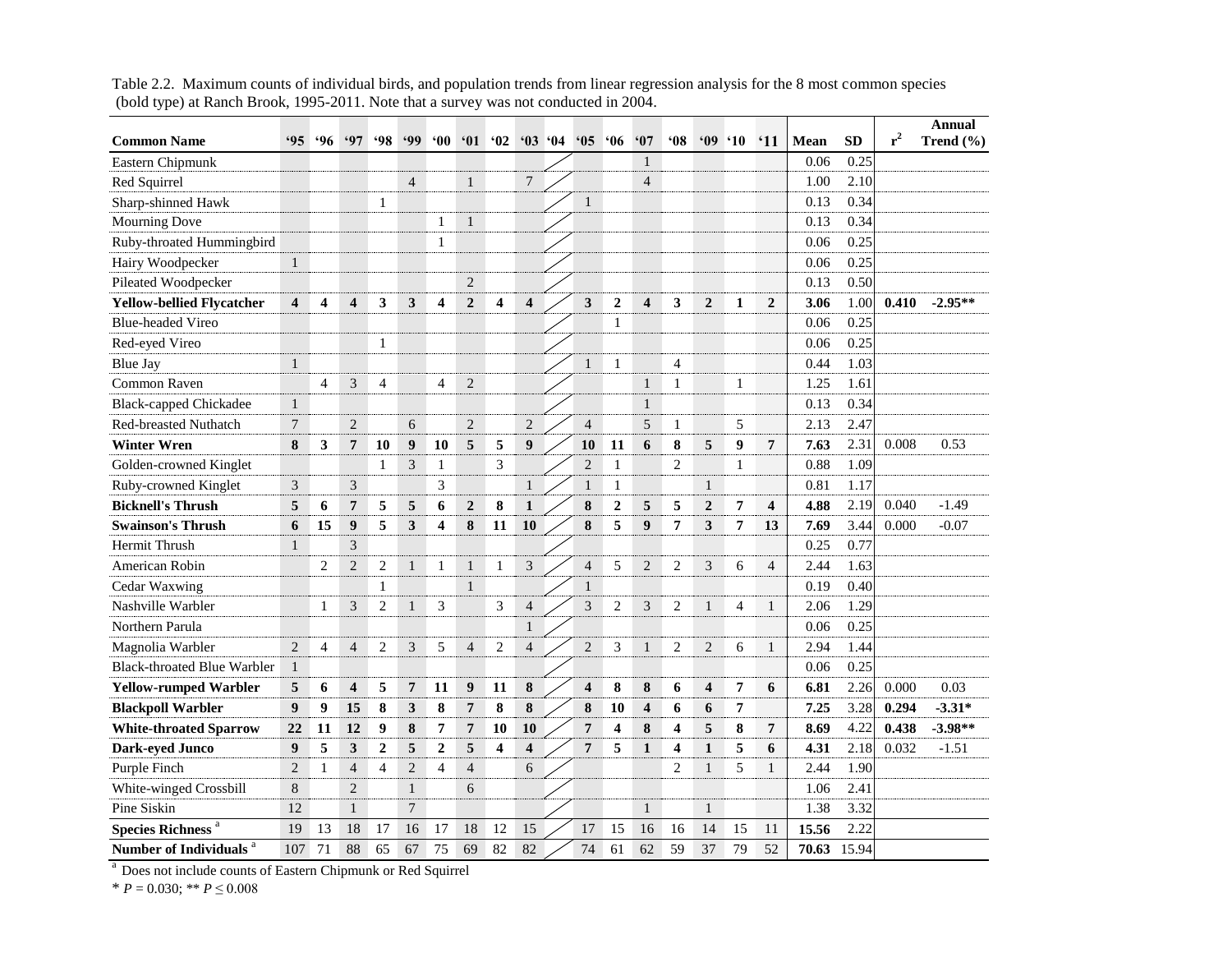Table 2.2. Maximum counts of individual birds, and population trends from linear regression analysis for the 8 most common species (bold type) at Ranch Brook, 1995-2011. Note that a survey was not conducted in 2004.

| Common Name | '95 | '96 | '97 | '98 | '99 | '00 | '01 | '02 | '03 | '04 | '05 | '06 | '07 | '08 | '09 | '10 | '11 | Mean | SD | $r^2$ | Annual Trend (%) |
|---|---|---|---|---|---|---|---|---|---|---|---|---|---|---|---|---|---|---|---|---|---|
| Eastern Chipmunk | | | | | | | | | | | | | 1 | | | | | 0.06 | 0.25 | | |
| Red Squirrel | | | | | 4 | | 1 | | 7 | | | | 4 | | | | | 1.00 | 2.10 | | |
| Sharp-shinned Hawk | | | | 1 | | | | | | | 1 | | | | | | | 0.13 | 0.34 | | |
| Mourning Dove | | | | | | 1 | 1 | | | | | | | | | | | 0.13 | 0.34 | | |
| Ruby-throated Hummingbird | | | | | | 1 | | | | | | | | | | | | 0.06 | 0.25 | | |
| Hairy Woodpecker | 1 | | | | | | | | | | | | | | | | | 0.06 | 0.25 | | |
| Pileated Woodpecker | | | | | | | 2 | | | | | | | | | | | 0.13 | 0.50 | | |
| **Yellow-bellied Flycatcher** | **4** | **4** | **4** | **3** | **3** | **4** | **2** | **4** | **4** | | **3** | **2** | **4** | **3** | **2** | **1** | **2** | **3.06** | 1.00 | **0.410** | **-2.95**** |
| Blue-headed Vireo | | | | | | | | | | | | 1 | | | | | | 0.06 | 0.25 | | |
| Red-eyed Vireo | | | | 1 | | | | | | | | | | | | | | 0.06 | 0.25 | | |
| Blue Jay | 1 | | | | | | | | | | 1 | 1 | | 4 | | | | 0.44 | 1.03 | | |
| Common Raven | | 4 | 3 | 4 | | 4 | 2 | | | | | | 1 | 1 | | 1 | | 1.25 | 1.61 | | |
| Black-capped Chickadee | 1 | | | | | | | | | | | | 1 | | | | | 0.13 | 0.34 | | |
| Red-breasted Nuthatch | 7 | | 2 | | 6 | | 2 | | 2 | | 4 | | 5 | 1 | | 5 | | 2.13 | 2.47 | | |
| **Winter Wren** | **8** | **3** | **7** | **10** | **9** | **10** | **5** | **5** | **9** | | **10** | **11** | **6** | **8** | **5** | **9** | **7** | **7.63** | 2.31 | 0.008 | 0.53 |
| Golden-crowned Kinglet | | | | 1 | 3 | 1 | | 3 | | | 2 | 1 | | 2 | | 1 | | 0.88 | 1.09 | | |
| Ruby-crowned Kinglet | 3 | | 3 | | | 3 | | | 1 | | 1 | 1 | | | 1 | | | 0.81 | 1.17 | | |
| **Bicknell's Thrush** | **5** | **6** | **7** | **5** | **5** | **6** | **2** | **8** | **1** | | **8** | **2** | **5** | **5** | **2** | **7** | **4** | **4.88** | 2.19 | 0.040 | -1.49 |
| **Swainson's Thrush** | **6** | **15** | **9** | **5** | **3** | **4** | **8** | **11** | **10** | | **8** | **5** | **9** | **7** | **3** | **7** | **13** | **7.69** | 3.44 | 0.000 | -0.07 |
| Hermit Thrush | 1 | | 3 | | | | | | | | | | | | | | | 0.25 | 0.77 | | |
| American Robin | | 2 | 2 | 2 | 1 | 1 | 1 | 1 | 3 | | 4 | 5 | 2 | 2 | 3 | 6 | 4 | 2.44 | 1.63 | | |
| Cedar Waxwing | | | | 1 | | | 1 | | | | 1 | | | | | | | 0.19 | 0.40 | | |
| Nashville Warbler | | 1 | 3 | 2 | 1 | 3 | | 3 | 4 | | 3 | 2 | 3 | 2 | 1 | 4 | 1 | 2.06 | 1.29 | | |
| Northern Parula | | | | | | | | | 1 | | | | | | | | | 0.06 | 0.25 | | |
| Magnolia Warbler | 2 | 4 | 4 | 2 | 3 | 5 | 4 | 2 | 4 | | 2 | 3 | 1 | 2 | 2 | 6 | 1 | 2.94 | 1.44 | | |
| Black-throated Blue Warbler | 1 | | | | | | | | | | | | | | | | | 0.06 | 0.25 | | |
| **Yellow-rumped Warbler** | **5** | **6** | **4** | **5** | **7** | **11** | **9** | **11** | **8** | | **4** | **8** | **8** | **6** | **4** | **7** | **6** | **6.81** | 2.26 | 0.000 | 0.03 |
| **Blackpoll Warbler** | **9** | **9** | **15** | **8** | **3** | **8** | **7** | **8** | **8** | | **8** | **10** | **4** | **6** | **6** | **7** | | **7.25** | 3.28 | **0.294** | **-3.31*** |
| **White-throated Sparrow** | **22** | **11** | **12** | **9** | **8** | **7** | **7** | **10** | **10** | | **7** | **4** | **8** | **4** | **5** | **8** | **7** | **8.69** | 4.22 | **0.438** | **-3.98**** |
| **Dark-eyed Junco** | **9** | **5** | **3** | **2** | **5** | **2** | **5** | **4** | **4** | | **7** | **5** | **1** | **4** | **1** | **5** | **6** | **4.31** | 2.18 | 0.032 | -1.51 |
| Purple Finch | 2 | 1 | 4 | 4 | 2 | 4 | 4 | | 6 | | | | | 2 | 1 | 5 | 1 | 2.44 | 1.90 | | |
| White-winged Crossbill | 8 | | 2 | | 1 | | 6 | | | | | | | | | | | 1.06 | 2.41 | | |
| Pine Siskin | 12 | | 1 | | 7 | | | | | | | | 1 | | 1 | | | 1.38 | 3.32 | | |
| **Species Richness** [a] | 19 | 13 | 18 | 17 | 16 | 17 | 18 | 12 | 15 | | 17 | 15 | 16 | 16 | 14 | 15 | 11 | **15.56** | 2.22 | | |
| **Number of Individuals** [a] | 107 | 71 | 88 | 65 | 67 | 75 | 69 | 82 | 82 | | 74 | 61 | 62 | 59 | 37 | 79 | 52 | **70.63** | 15.94 | | |

[a] Does not include counts of Eastern Chipmunk or Red Squirrel

* $P = 0.030$; ** $P \leq 0.008$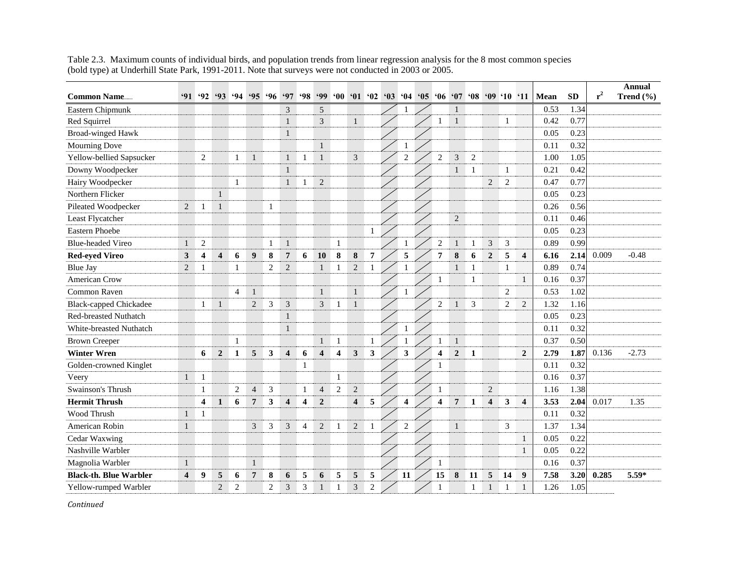Table 2.3. Maximum counts of individual birds, and population trends from linear regression analysis for the 8 most common species (bold type) at Underhill State Park, 1991-2011. Note that surveys were not conducted in 2003 or 2005.

| Common Name | '91 | '92 | '93 | '94 | '95 | '96 | '97 | '98 | '99 | '00 | '01 | '02 | '03 | '04 | '05 | '06 | '07 | '08 | '09 | '10 | '11 | Mean | SD | $r^2$ | Annual Trend (%) |
|---|---|---|---|---|---|---|---|---|---|---|---|---|---|---|---|---|---|---|---|---|---|---|---|---|---|
| Eastern Chipmunk | | | | | | | 3 | | 5 | | | | | 1 | | | 1 | | | | | 0.53 | 1.34 | | |
| Red Squirrel | | | | | | | 1 | | 3 | | 1 | | | | | 1 | 1 | | | 1 | | 0.42 | 0.77 | | |
| Broad-winged Hawk | | | | | | | 1 | | | | | | | | | | | | | | | 0.05 | 0.23 | | |
| Mourning Dove | | | | | | | | | 1 | | | | | 1 | | | | | | | | 0.11 | 0.32 | | |
| Yellow-bellied Sapsucker | | 2 | | 1 | 1 | | 1 | 1 | 1 | | 3 | | | 2 | | 2 | 3 | 2 | | | | 1.00 | 1.05 | | |
| Downy Woodpecker | | | | | | | 1 | | | | | | | | | | 1 | 1 | | 1 | | 0.21 | 0.42 | | |
| Hairy Woodpecker | | | | 1 | | | 1 | 1 | 2 | | | | | | | | | | 2 | 2 | | 0.47 | 0.77 | | |
| Northern Flicker | | | 1 | | | | | | | | | | | | | | | | | | | 0.05 | 0.23 | | |
| Pileated Woodpecker | 2 | 1 | 1 | | | 1 | | | | | | | | | | | | | | | | 0.26 | 0.56 | | |
| Least Flycatcher | | | | | | | | | | | | | | | | | 2 | | | | | 0.11 | 0.46 | | |
| Eastern Phoebe | | | | | | | | | | | | 1 | | | | | | | | | | 0.05 | 0.23 | | |
| Blue-headed Vireo | 1 | 2 | | | | 1 | 1 | | | 1 | | | | 1 | | 2 | 1 | 1 | 3 | 3 | | 0.89 | 0.99 | | |
| **Red-eyed Vireo** | **3** | **4** | **4** | **6** | **9** | **8** | **7** | **6** | **10** | **8** | **8** | **7** | | **5** | | **7** | **8** | **6** | **2** | **5** | **4** | **6.16** | **2.14** | 0.009 | -0.48 |
| Blue Jay | 2 | 1 | | 1 | | 2 | 2 | | 1 | 1 | 2 | 1 | | 1 | | | 1 | 1 | | 1 | | 0.89 | 0.74 | | |
| American Crow | | | | | | | | | | | | | | | | 1 | | 1 | | | 1 | 0.16 | 0.37 | | |
| Common Raven | | | | 4 | 1 | | | | 1 | | 1 | | | 1 | | | | | | 2 | | 0.53 | 1.02 | | |
| Black-capped Chickadee | | 1 | 1 | | 2 | 3 | 3 | | 3 | 1 | 1 | | | | | 2 | 1 | 3 | | 2 | 2 | 1.32 | 1.16 | | |
| Red-breasted Nuthatch | | | | | | | 1 | | | | | | | | | | | | | | | 0.05 | 0.23 | | |
| White-breasted Nuthatch | | | | | | | 1 | | | | | | | 1 | | | | | | | | 0.11 | 0.32 | | |
| Brown Creeper | | | | 1 | | | | | 1 | 1 | | 1 | | 1 | | 1 | 1 | | | | | 0.37 | 0.50 | | |
| **Winter Wren** | | **6** | **2** | **1** | **5** | **3** | **4** | **6** | **4** | **4** | **3** | **3** | | **3** | | **4** | **2** | **1** | | | **2** | **2.79** | **1.87** | 0.136 | -2.73 |
| Golden-crowned Kinglet | | | | | | | | 1 | | | | | | | | 1 | | | | | | 0.11 | 0.32 | | |
| Veery | 1 | 1 | | | | | | | | 1 | | | | | | | | | | | | 0.16 | 0.37 | | |
| Swainson's Thrush | | 1 | | 2 | 4 | 3 | | 1 | 4 | 2 | 2 | | | | | 1 | | | 2 | | | 1.16 | 1.38 | | |
| **Hermit Thrush** | | **4** | **1** | **6** | **7** | **3** | **4** | **4** | **2** | | **4** | **5** | | **4** | | **4** | **7** | **1** | **4** | **3** | **4** | **3.53** | **2.04** | 0.017 | 1.35 |
| Wood Thrush | 1 | 1 | | | | | | | | | | | | | | | | | | | | 0.11 | 0.32 | | |
| American Robin | 1 | | | | 3 | 3 | 3 | 4 | 2 | 1 | 2 | 1 | | 2 | | | 1 | | | 3 | | 1.37 | 1.34 | | |
| Cedar Waxwing | | | | | | | | | | | | | | | | | | | | | 1 | 0.05 | 0.22 | | |
| Nashville Warbler | | | | | | | | | | | | | | | | | | | | | 1 | 0.05 | 0.22 | | |
| Magnolia Warbler | 1 | | | | 1 | | | | | | | | | | | 1 | | | | | | 0.16 | 0.37 | | |
| **Black-th. Blue Warbler** | **4** | **9** | **5** | **6** | **7** | **8** | **6** | **5** | **6** | **5** | **5** | **5** | | **11** | | **15** | **8** | **11** | **5** | **14** | **9** | **7.58** | **3.20** | **0.285** | **5.59*** |
| Yellow-rumped Warbler | | | 2 | 2 | | 2 | 3 | 3 | 1 | 1 | 3 | 2 | | | | 1 | | 1 | 1 | 1 | 1 | 1.26 | 1.05 | | |

*Continued*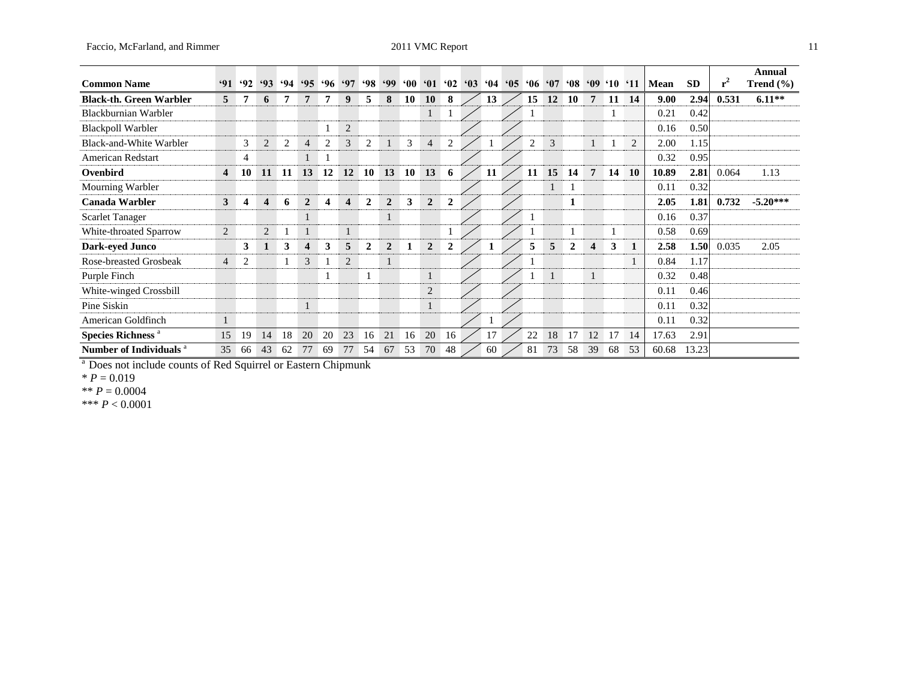| Common Name | ‘91 | ‘92 | ‘93 | ‘94 | ‘95 | ‘96 | ‘97 | ‘98 | ‘99 | ‘00 | ‘01 | ‘02 | ‘03 | ‘04 | ‘05 | ‘06 | ‘07 | ‘08 | ‘09 | ‘10 | ‘11 | Mean | SD | $r^2$ | Annual Trend (%) |
|---|---|---|---|---|---|---|---|---|---|---|---|---|---|---|---|---|---|---|---|---|---|---|---|---|---|
| **Black-th. Green Warbler** | **5** | **7** | **6** | **7** | **7** | **7** | **9** | **5** | **8** | **10** | **10** | **8** | | **13** | | **15** | **12** | **10** | **7** | **11** | **14** | **9.00** | **2.94** | **0.531** | **6.11**** |
| Blackburnian Warbler | | | | | | | | | | | 1 | 1 | | | | 1 | | | | 1 | | 0.21 | 0.42 | | |
| Blackpoll Warbler | | | | | | 1 | 2 | | | | | | | | | | | | | | | 0.16 | 0.50 | | |
| Black-and-White Warbler | | 3 | 2 | 2 | 4 | 2 | 3 | 2 | 1 | 3 | 4 | 2 | | 1 | | 2 | 3 | | 1 | 1 | 2 | 2.00 | 1.15 | | |
| American Redstart | | 4 | | | 1 | 1 | | | | | | | | | | | | | | | | 0.32 | 0.95 | | |
| **Ovenbird** | **4** | **10** | **11** | **11** | **13** | **12** | **12** | **10** | **13** | **10** | **13** | **6** | | **11** | | **11** | **15** | **14** | **7** | **14** | **10** | **10.89** | **2.81** | 0.064 | 1.13 |
| Mourning Warbler | | | | | | | | | | | | | | | | | 1 | 1 | | | | 0.11 | 0.32 | | |
| **Canada Warbler** | **3** | **4** | **4** | **6** | **2** | **4** | **4** | **2** | **2** | **3** | **2** | **2** | | | | | | **1** | | | | **2.05** | **1.81** | **0.732** | **-5.20***** |
| Scarlet Tanager | | | | | 1 | | | | 1 | | | | | | | 1 | | | | | | 0.16 | 0.37 | | |
| White-throated Sparrow | 2 | | 2 | 1 | 1 | | 1 | | | | | 1 | | | | 1 | | 1 | | 1 | | 0.58 | 0.69 | | |
| **Dark-eyed Junco** | | **3** | **1** | **3** | **4** | **3** | **5** | **2** | **2** | **1** | **2** | **2** | | **1** | | **5** | **5** | **2** | **4** | **3** | **1** | **2.58** | **1.50** | 0.035 | 2.05 |
| Rose-breasted Grosbeak | 4 | 2 | | 1 | 3 | 1 | 2 | | 1 | | | | | | | 1 | | | | | 1 | 0.84 | 1.17 | | |
| Purple Finch | | | | | | 1 | | 1 | | | 1 | | | | | 1 | 1 | | 1 | | | 0.32 | 0.48 | | |
| White-winged Crossbill | | | | | | | | | | | 2 | | | | | | | | | | | 0.11 | 0.46 | | |
| Pine Siskin | | | | | 1 | | | | | | 1 | | | | | | | | | | | 0.11 | 0.32 | | |
| American Goldfinch | 1 | | | | | | | | | | | | | 1 | | | | | | | | 0.11 | 0.32 | | |
| **Species Richness** [a] | 15 | 19 | 14 | 18 | 20 | 20 | 23 | 16 | 21 | 16 | 20 | 16 | | 17 | | 22 | 18 | 17 | 12 | 17 | 14 | 17.63 | 2.91 | | |
| **Number of Individuals** [a] | 35 | 66 | 43 | 62 | 77 | 69 | 77 | 54 | 67 | 53 | 70 | 48 | | 60 | | 81 | 73 | 58 | 39 | 68 | 53 | 60.68 | 13.23 | | |

[a] Does not include counts of Red Squirrel or Eastern Chipmunk

* $P = 0.019$

** $P = 0.0004$

*** $P < 0.0001$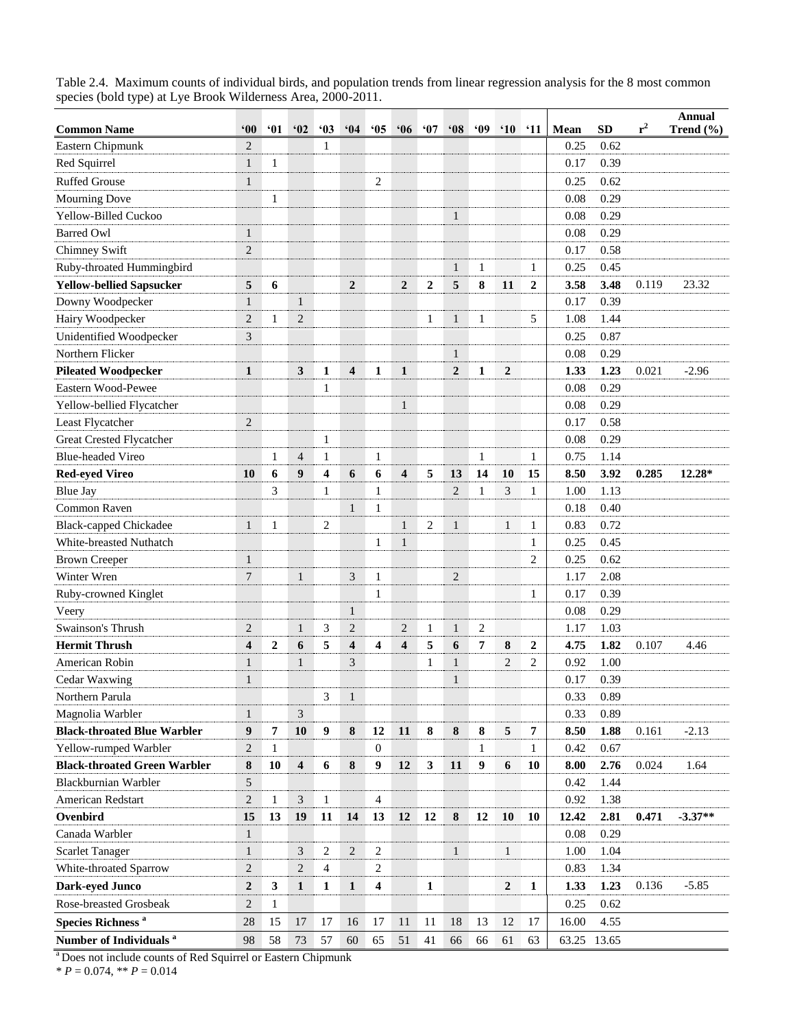Table 2.4. Maximum counts of individual birds, and population trends from linear regression analysis for the 8 most common species (bold type) at Lye Brook Wilderness Area, 2000-2011.

| Common Name | '00 | '01 | '02 | '03 | '04 | '05 | '06 | '07 | '08 | '09 | '10 | '11 | Mean | SD | $r^2$ | Annual Trend (%) |
|---|---|---|---|---|---|---|---|---|---|---|---|---|---|---|---|---|
| Eastern Chipmunk | 2 | | | 1 | | | | | | | | | 0.25 | 0.62 | | |
| Red Squirrel | 1 | 1 | | | | | | | | | | | 0.17 | 0.39 | | |
| Ruffed Grouse | 1 | | | | | 2 | | | | | | | 0.25 | 0.62 | | |
| Mourning Dove | | 1 | | | | | | | | | | | 0.08 | 0.29 | | |
| Yellow-Billed Cuckoo | | | | | | | | | 1 | | | | 0.08 | 0.29 | | |
| Barred Owl | 1 | | | | | | | | | | | | 0.08 | 0.29 | | |
| Chimney Swift | 2 | | | | | | | | | | | | 0.17 | 0.58 | | |
| Ruby-throated Hummingbird | | | | | | | | | 1 | 1 | | 1 | 0.25 | 0.45 | | |
| **Yellow-bellied Sapsucker** | **5** | **6** | | | **2** | | **2** | **2** | **5** | **8** | **11** | **2** | **3.58** | **3.48** | 0.119 | 23.32 |
| Downy Woodpecker | 1 | | 1 | | | | | | | | | | 0.17 | 0.39 | | |
| Hairy Woodpecker | 2 | 1 | 2 | | | | | 1 | 1 | 1 | | 5 | 1.08 | 1.44 | | |
| Unidentified Woodpecker | 3 | | | | | | | | | | | | 0.25 | 0.87 | | |
| Northern Flicker | | | | | | | | | 1 | | | | 0.08 | 0.29 | | |
| **Pileated Woodpecker** | **1** | | **3** | **1** | **4** | **1** | **1** | | **2** | **1** | **2** | | **1.33** | **1.23** | 0.021 | -2.96 |
| Eastern Wood-Pewee | | | | 1 | | | | | | | | | 0.08 | 0.29 | | |
| Yellow-bellied Flycatcher | | | | | | | 1 | | | | | | 0.08 | 0.29 | | |
| Least Flycatcher | 2 | | | | | | | | | | | | 0.17 | 0.58 | | |
| Great Crested Flycatcher | | | | 1 | | | | | | | | | 0.08 | 0.29 | | |
| Blue-headed Vireo | | 1 | 4 | 1 | | 1 | | | | 1 | | 1 | 0.75 | 1.14 | | |
| **Red-eyed Vireo** | **10** | **6** | **9** | **4** | **6** | **6** | **4** | **5** | **13** | **14** | **10** | **15** | **8.50** | **3.92** | **0.285** | **12.28*** |
| Blue Jay | | 3 | | 1 | | 1 | | | 2 | 1 | 3 | 1 | 1.00 | 1.13 | | |
| Common Raven | | | | | 1 | 1 | | | | | | | 0.18 | 0.40 | | |
| Black-capped Chickadee | 1 | 1 | | 2 | | | 1 | 2 | 1 | | 1 | 1 | 0.83 | 0.72 | | |
| White-breasted Nuthatch | | | | | | 1 | 1 | | | | | 1 | 0.25 | 0.45 | | |
| Brown Creeper | 1 | | | | | | | | | | | 2 | 0.25 | 0.62 | | |
| Winter Wren | 7 | | 1 | | 3 | 1 | | | 2 | | | | 1.17 | 2.08 | | |
| Ruby-crowned Kinglet | | | | | | 1 | | | | | | 1 | 0.17 | 0.39 | | |
| Veery | | | | | 1 | | | | | | | | 0.08 | 0.29 | | |
| Swainson's Thrush | 2 | | 1 | 3 | 2 | | 2 | 1 | 1 | 2 | | | 1.17 | 1.03 | | |
| **Hermit Thrush** | **4** | **2** | **6** | **5** | **4** | **4** | **4** | **5** | **6** | **7** | **8** | **2** | **4.75** | **1.82** | 0.107 | 4.46 |
| American Robin | 1 | | 1 | | 3 | | | 1 | 1 | | 2 | 2 | 0.92 | 1.00 | | |
| Cedar Waxwing | 1 | | | | | | | | 1 | | | | 0.17 | 0.39 | | |
| Northern Parula | | | | 3 | 1 | | | | | | | | 0.33 | 0.89 | | |
| Magnolia Warbler | 1 | | 3 | | | | | | | | | | 0.33 | 0.89 | | |
| **Black-throated Blue Warbler** | **9** | **7** | **10** | **9** | **8** | **12** | **11** | **8** | **8** | **8** | **5** | **7** | **8.50** | **1.88** | 0.161 | -2.13 |
| Yellow-rumped Warbler | 2 | 1 | | | | 0 | | | | 1 | | 1 | 0.42 | 0.67 | | |
| **Black-throated Green Warbler** | **8** | **10** | **4** | **6** | **8** | **9** | **12** | **3** | **11** | **9** | **6** | **10** | **8.00** | **2.76** | 0.024 | 1.64 |
| Blackburnian Warbler | 5 | | | | | | | | | | | | 0.42 | 1.44 | | |
| American Redstart | 2 | 1 | 3 | 1 | | 4 | | | | | | | 0.92 | 1.38 | | |
| **Ovenbird** | **15** | **13** | **19** | **11** | **14** | **13** | **12** | **12** | **8** | **12** | **10** | **10** | **12.42** | **2.81** | **0.471** | **-3.37**** |
| Canada Warbler | 1 | | | | | | | | | | | | 0.08 | 0.29 | | |
| Scarlet Tanager | 1 | | 3 | 2 | 2 | 2 | | | 1 | | 1 | | 1.00 | 1.04 | | |
| White-throated Sparrow | 2 | | 2 | 4 | | 2 | | | | | | | 0.83 | 1.34 | | |
| **Dark-eyed Junco** | **2** | **3** | **1** | **1** | **1** | **4** | | **1** | | | **2** | **1** | **1.33** | **1.23** | 0.136 | -5.85 |
| Rose-breasted Grosbeak | 2 | 1 | | | | | | | | | | | 0.25 | 0.62 | | |
| **Species Richness [a]** | 28 | 15 | 17 | 17 | 16 | 17 | 11 | 11 | 18 | 13 | 12 | 17 | 16.00 | 4.55 | | |
| **Number of Individuals [a]** | 98 | 58 | 73 | 57 | 60 | 65 | 51 | 41 | 66 | 66 | 61 | 63 | 63.25 | 13.65 | | |

[a] Does not include counts of Red Squirrel or Eastern Chipmunk

* $P = 0.074$, ** $P = 0.014$